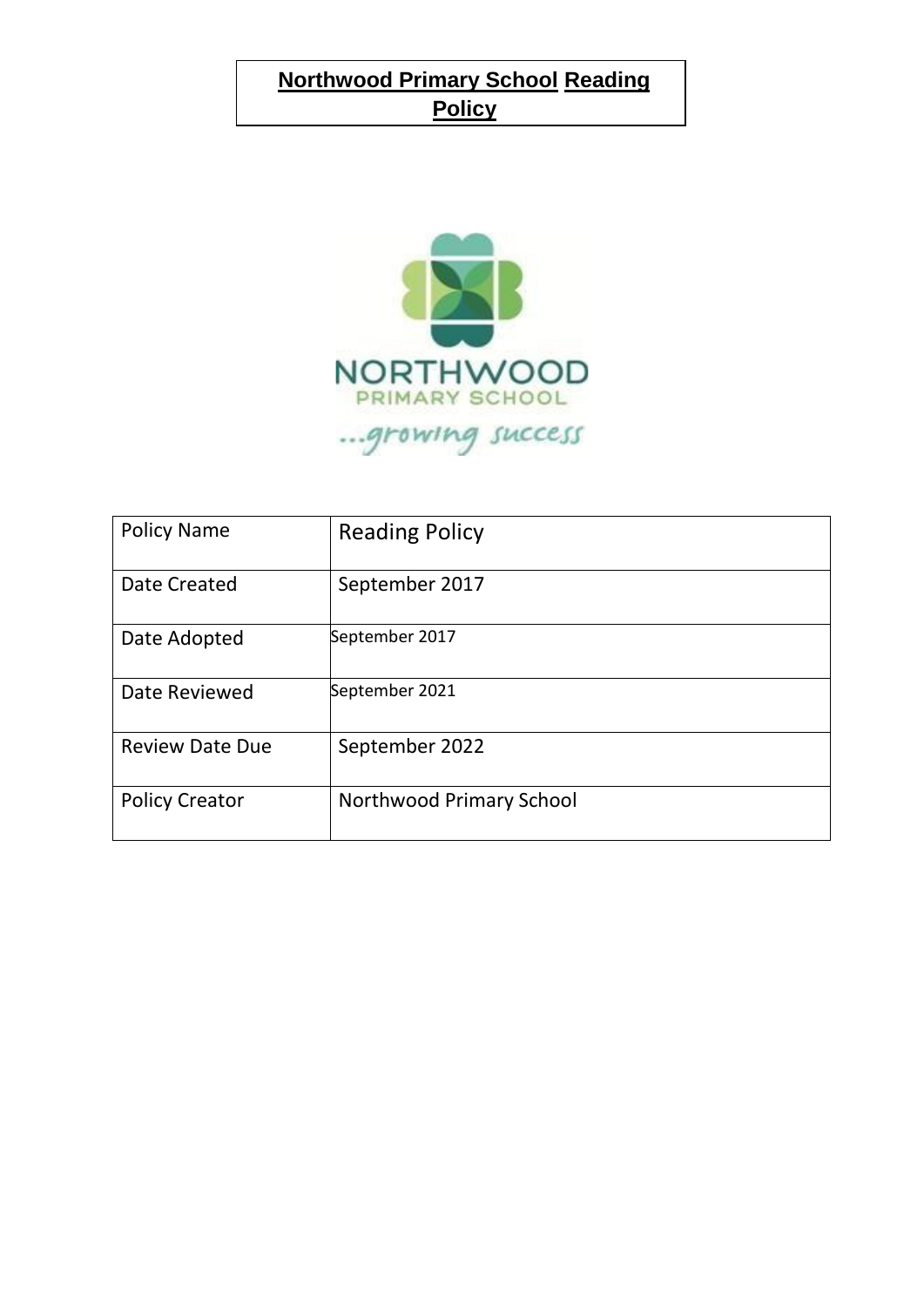# Northwood Primary School Reading Policy

NORTHWOOD
PRIMARY SCHOOL
...growing success

| Policy Name | Reading Policy |
|---|---|
| Date Created | September 2017 |
| Date Adopted | September 2017 |
| Date Reviewed | September 2021 |
| Review Date Due | September 2022 |
| Policy Creator | Northwood Primary School |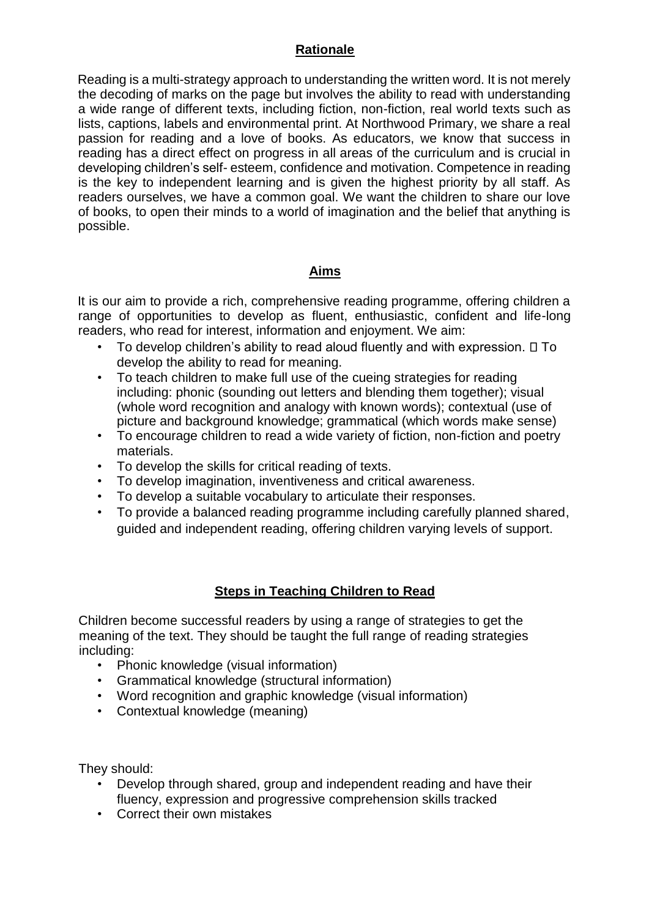## Rationale

Reading is a multi-strategy approach to understanding the written word. It is not merely the decoding of marks on the page but involves the ability to read with understanding a wide range of different texts, including fiction, non-fiction, real world texts such as lists, captions, labels and environmental print. At Northwood Primary, we share a real passion for reading and a love of books. As educators, we know that success in reading has a direct effect on progress in all areas of the curriculum and is crucial in developing children's self- esteem, confidence and motivation. Competence in reading is the key to independent learning and is given the highest priority by all staff. As readers ourselves, we have a common goal. We want the children to share our love of books, to open their minds to a world of imagination and the belief that anything is possible.

## Aims

It is our aim to provide a rich, comprehensive reading programme, offering children a range of opportunities to develop as fluent, enthusiastic, confident and life-long readers, who read for interest, information and enjoyment. We aim:

- To develop children's ability to read aloud fluently and with expression.  To develop the ability to read for meaning.
- To teach children to make full use of the cueing strategies for reading including: phonic (sounding out letters and blending them together); visual (whole word recognition and analogy with known words); contextual (use of picture and background knowledge; grammatical (which words make sense)
- To encourage children to read a wide variety of fiction, non-fiction and poetry materials.
- To develop the skills for critical reading of texts.
- To develop imagination, inventiveness and critical awareness.
- To develop a suitable vocabulary to articulate their responses.
- To provide a balanced reading programme including carefully planned shared, guided and independent reading, offering children varying levels of support.

## Steps in Teaching Children to Read

Children become successful readers by using a range of strategies to get the meaning of the text. They should be taught the full range of reading strategies including:

- Phonic knowledge (visual information)
- Grammatical knowledge (structural information)
- Word recognition and graphic knowledge (visual information)
- Contextual knowledge (meaning)

They should:

- Develop through shared, group and independent reading and have their fluency, expression and progressive comprehension skills tracked
- Correct their own mistakes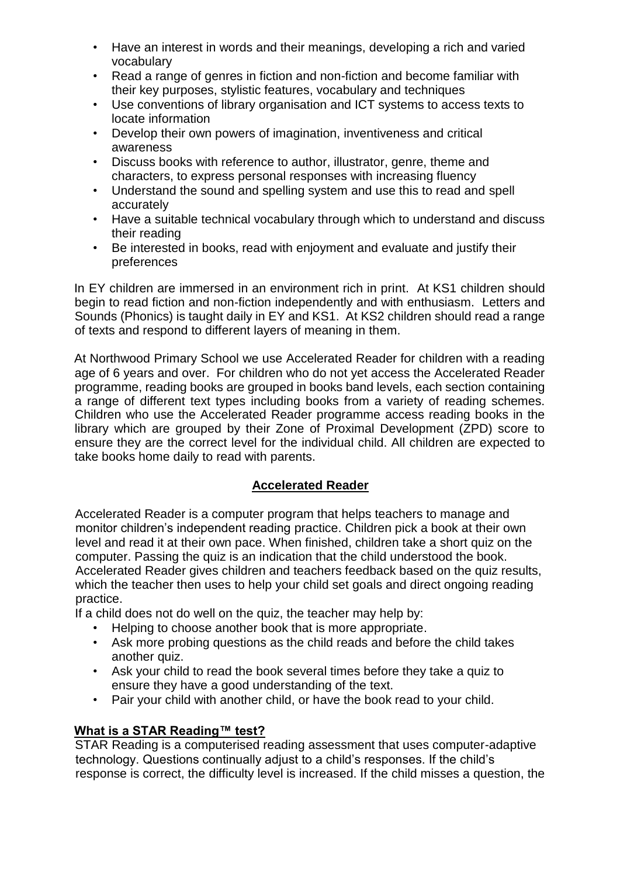- Have an interest in words and their meanings, developing a rich and varied vocabulary
- Read a range of genres in fiction and non-fiction and become familiar with their key purposes, stylistic features, vocabulary and techniques
- Use conventions of library organisation and ICT systems to access texts to locate information
- Develop their own powers of imagination, inventiveness and critical awareness
- Discuss books with reference to author, illustrator, genre, theme and characters, to express personal responses with increasing fluency
- Understand the sound and spelling system and use this to read and spell accurately
- Have a suitable technical vocabulary through which to understand and discuss their reading
- Be interested in books, read with enjoyment and evaluate and justify their preferences

In EY children are immersed in an environment rich in print. At KS1 children should begin to read fiction and non-fiction independently and with enthusiasm. Letters and Sounds (Phonics) is taught daily in EY and KS1. At KS2 children should read a range of texts and respond to different layers of meaning in them.

At Northwood Primary School we use Accelerated Reader for children with a reading age of 6 years and over. For children who do not yet access the Accelerated Reader programme, reading books are grouped in books band levels, each section containing a range of different text types including books from a variety of reading schemes. Children who use the Accelerated Reader programme access reading books in the library which are grouped by their Zone of Proximal Development (ZPD) score to ensure they are the correct level for the individual child. All children are expected to take books home daily to read with parents.

## Accelerated Reader

Accelerated Reader is a computer program that helps teachers to manage and monitor children's independent reading practice. Children pick a book at their own level and read it at their own pace. When finished, children take a short quiz on the computer. Passing the quiz is an indication that the child understood the book. Accelerated Reader gives children and teachers feedback based on the quiz results, which the teacher then uses to help your child set goals and direct ongoing reading practice.

If a child does not do well on the quiz, the teacher may help by:

- Helping to choose another book that is more appropriate.
- Ask more probing questions as the child reads and before the child takes another quiz.
- Ask your child to read the book several times before they take a quiz to ensure they have a good understanding of the text.
- Pair your child with another child, or have the book read to your child.

### What is a STAR Reading™ test?

STAR Reading is a computerised reading assessment that uses computer-adaptive technology. Questions continually adjust to a child's responses. If the child's response is correct, the difficulty level is increased. If the child misses a question, the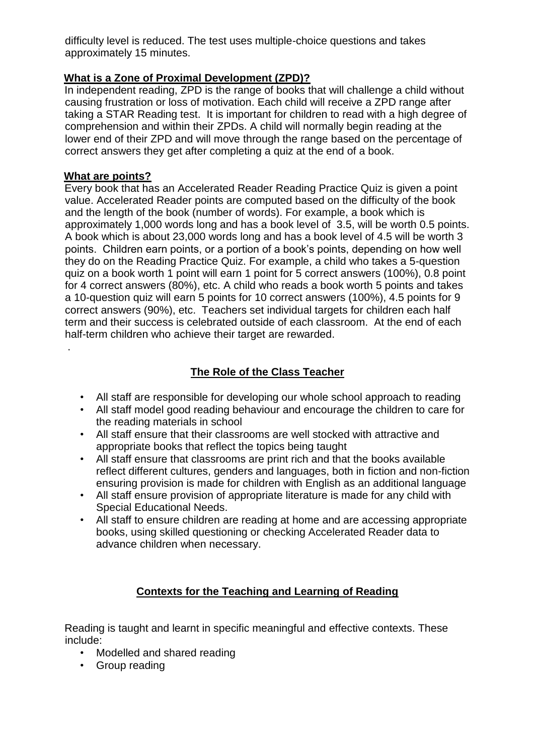difficulty level is reduced. The test uses multiple-choice questions and takes approximately 15 minutes.

**What is a Zone of Proximal Development (ZPD)?**

In independent reading, ZPD is the range of books that will challenge a child without causing frustration or loss of motivation. Each child will receive a ZPD range after taking a STAR Reading test. It is important for children to read with a high degree of comprehension and within their ZPDs. A child will normally begin reading at the lower end of their ZPD and will move through the range based on the percentage of correct answers they get after completing a quiz at the end of a book.

**What are points?**

Every book that has an Accelerated Reader Reading Practice Quiz is given a point value. Accelerated Reader points are computed based on the difficulty of the book and the length of the book (number of words). For example, a book which is approximately 1,000 words long and has a book level of 3.5, will be worth 0.5 points. A book which is about 23,000 words long and has a book level of 4.5 will be worth 3 points. Children earn points, or a portion of a book's points, depending on how well they do on the Reading Practice Quiz. For example, a child who takes a 5-question quiz on a book worth 1 point will earn 1 point for 5 correct answers (100%), 0.8 point for 4 correct answers (80%), etc. A child who reads a book worth 5 points and takes a 10-question quiz will earn 5 points for 10 correct answers (100%), 4.5 points for 9 correct answers (90%), etc. Teachers set individual targets for children each half term and their success is celebrated outside of each classroom. At the end of each half-term children who achieve their target are rewarded.

.

## The Role of the Class Teacher

- All staff are responsible for developing our whole school approach to reading
- All staff model good reading behaviour and encourage the children to care for the reading materials in school
- All staff ensure that their classrooms are well stocked with attractive and appropriate books that reflect the topics being taught
- All staff ensure that classrooms are print rich and that the books available reflect different cultures, genders and languages, both in fiction and non-fiction ensuring provision is made for children with English as an additional language
- All staff ensure provision of appropriate literature is made for any child with Special Educational Needs.
- All staff to ensure children are reading at home and are accessing appropriate books, using skilled questioning or checking Accelerated Reader data to advance children when necessary.

## Contexts for the Teaching and Learning of Reading

Reading is taught and learnt in specific meaningful and effective contexts. These include:

- Modelled and shared reading
- Group reading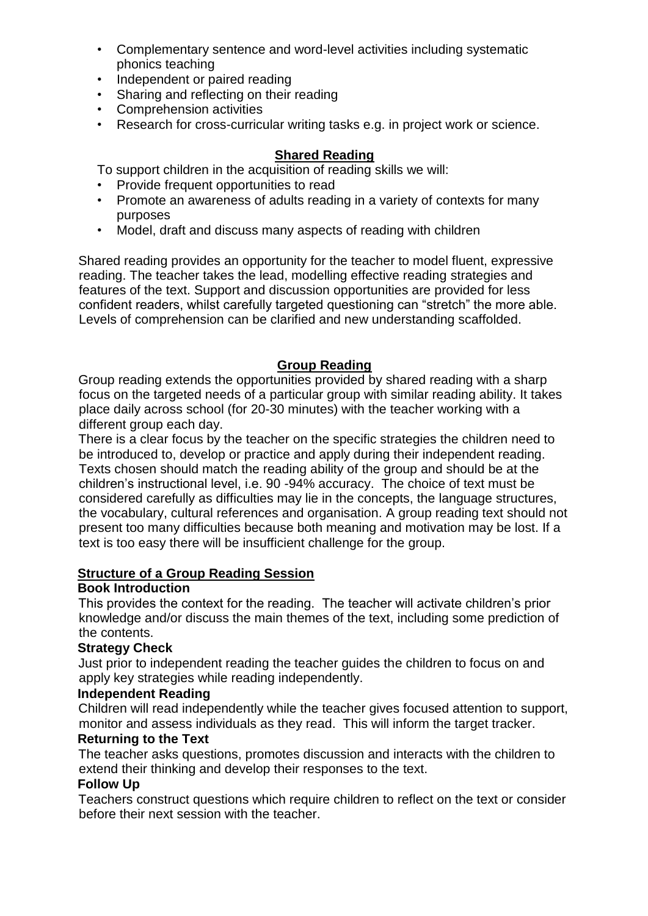- Complementary sentence and word-level activities including systematic phonics teaching
- Independent or paired reading
- Sharing and reflecting on their reading
- Comprehension activities
- Research for cross-curricular writing tasks e.g. in project work or science.

## Shared Reading

To support children in the acquisition of reading skills we will:

- Provide frequent opportunities to read
- Promote an awareness of adults reading in a variety of contexts for many purposes
- Model, draft and discuss many aspects of reading with children

Shared reading provides an opportunity for the teacher to model fluent, expressive reading. The teacher takes the lead, modelling effective reading strategies and features of the text. Support and discussion opportunities are provided for less confident readers, whilst carefully targeted questioning can "stretch" the more able. Levels of comprehension can be clarified and new understanding scaffolded.

## Group Reading

Group reading extends the opportunities provided by shared reading with a sharp focus on the targeted needs of a particular group with similar reading ability. It takes place daily across school (for 20-30 minutes) with the teacher working with a different group each day.

There is a clear focus by the teacher on the specific strategies the children need to be introduced to, develop or practice and apply during their independent reading. Texts chosen should match the reading ability of the group and should be at the children's instructional level, i.e. 90 -94% accuracy. The choice of text must be considered carefully as difficulties may lie in the concepts, the language structures, the vocabulary, cultural references and organisation. A group reading text should not present too many difficulties because both meaning and motivation may be lost. If a text is too easy there will be insufficient challenge for the group.

### Structure of a Group Reading Session

**Book Introduction**

This provides the context for the reading. The teacher will activate children's prior knowledge and/or discuss the main themes of the text, including some prediction of the contents.

**Strategy Check**

Just prior to independent reading the teacher guides the children to focus on and apply key strategies while reading independently.

**Independent Reading**

Children will read independently while the teacher gives focused attention to support, monitor and assess individuals as they read. This will inform the target tracker.

**Returning to the Text**

The teacher asks questions, promotes discussion and interacts with the children to extend their thinking and develop their responses to the text.

**Follow Up**

Teachers construct questions which require children to reflect on the text or consider before their next session with the teacher.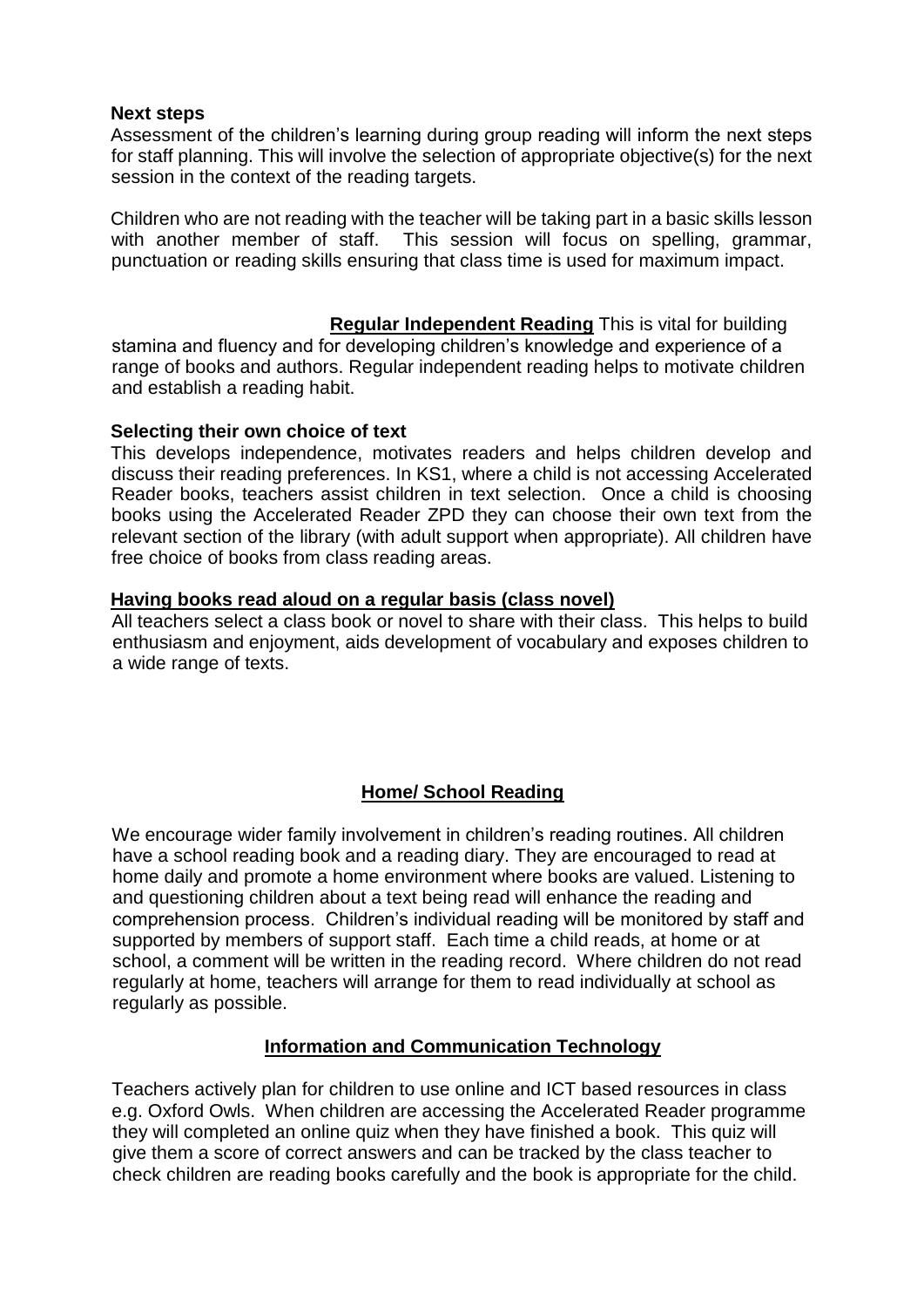**Next steps**

Assessment of the children's learning during group reading will inform the next steps for staff planning. This will involve the selection of appropriate objective(s) for the next session in the context of the reading targets.

Children who are not reading with the teacher will be taking part in a basic skills lesson with another member of staff. This session will focus on spelling, grammar, punctuation or reading skills ensuring that class time is used for maximum impact.

**Regular Independent Reading** This is vital for building stamina and fluency and for developing children's knowledge and experience of a range of books and authors. Regular independent reading helps to motivate children and establish a reading habit.

**Selecting their own choice of text**

This develops independence, motivates readers and helps children develop and discuss their reading preferences. In KS1, where a child is not accessing Accelerated Reader books, teachers assist children in text selection. Once a child is choosing books using the Accelerated Reader ZPD they can choose their own text from the relevant section of the library (with adult support when appropriate). All children have free choice of books from class reading areas.

**Having books read aloud on a regular basis (class novel)**

All teachers select a class book or novel to share with their class. This helps to build enthusiasm and enjoyment, aids development of vocabulary and exposes children to a wide range of texts.

## Home/ School Reading

We encourage wider family involvement in children's reading routines. All children have a school reading book and a reading diary. They are encouraged to read at home daily and promote a home environment where books are valued. Listening to and questioning children about a text being read will enhance the reading and comprehension process. Children's individual reading will be monitored by staff and supported by members of support staff. Each time a child reads, at home or at school, a comment will be written in the reading record. Where children do not read regularly at home, teachers will arrange for them to read individually at school as regularly as possible.

## Information and Communication Technology

Teachers actively plan for children to use online and ICT based resources in class e.g. Oxford Owls. When children are accessing the Accelerated Reader programme they will completed an online quiz when they have finished a book. This quiz will give them a score of correct answers and can be tracked by the class teacher to check children are reading books carefully and the book is appropriate for the child.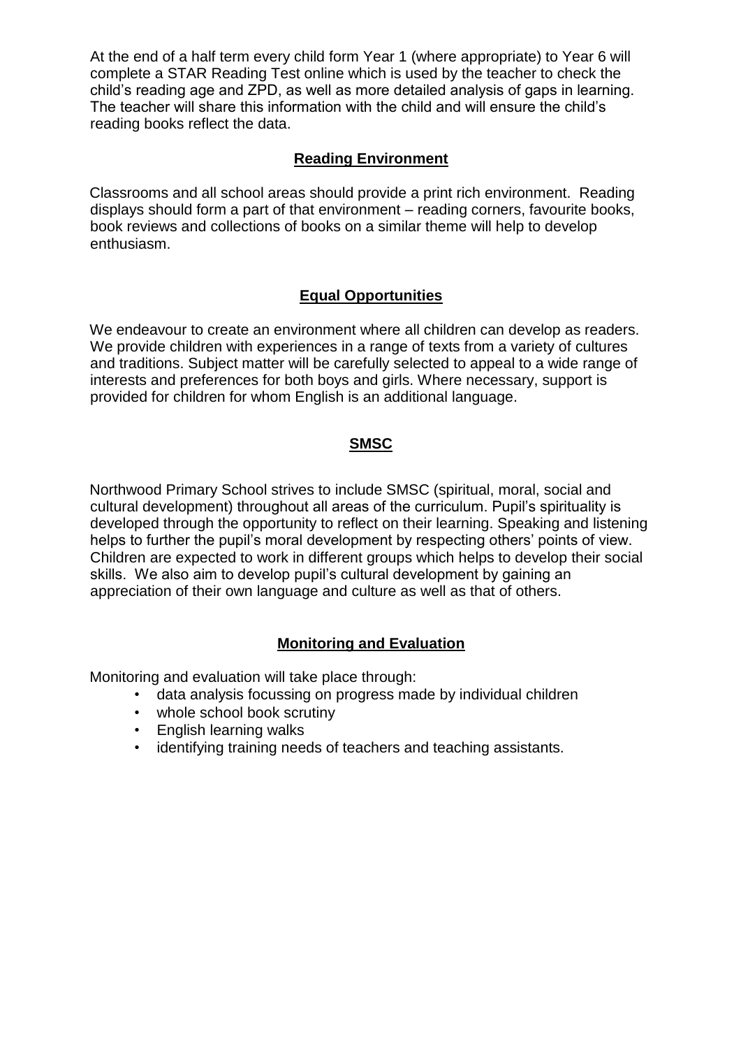At the end of a half term every child form Year 1 (where appropriate) to Year 6 will complete a STAR Reading Test online which is used by the teacher to check the child's reading age and ZPD, as well as more detailed analysis of gaps in learning. The teacher will share this information with the child and will ensure the child's reading books reflect the data.

## Reading Environment

Classrooms and all school areas should provide a print rich environment. Reading displays should form a part of that environment – reading corners, favourite books, book reviews and collections of books on a similar theme will help to develop enthusiasm.

## Equal Opportunities

We endeavour to create an environment where all children can develop as readers. We provide children with experiences in a range of texts from a variety of cultures and traditions. Subject matter will be carefully selected to appeal to a wide range of interests and preferences for both boys and girls. Where necessary, support is provided for children for whom English is an additional language.

## SMSC

Northwood Primary School strives to include SMSC (spiritual, moral, social and cultural development) throughout all areas of the curriculum. Pupil's spirituality is developed through the opportunity to reflect on their learning. Speaking and listening helps to further the pupil's moral development by respecting others' points of view. Children are expected to work in different groups which helps to develop their social skills. We also aim to develop pupil's cultural development by gaining an appreciation of their own language and culture as well as that of others.

## Monitoring and Evaluation

Monitoring and evaluation will take place through:

- data analysis focussing on progress made by individual children
- whole school book scrutiny
- English learning walks
- identifying training needs of teachers and teaching assistants.